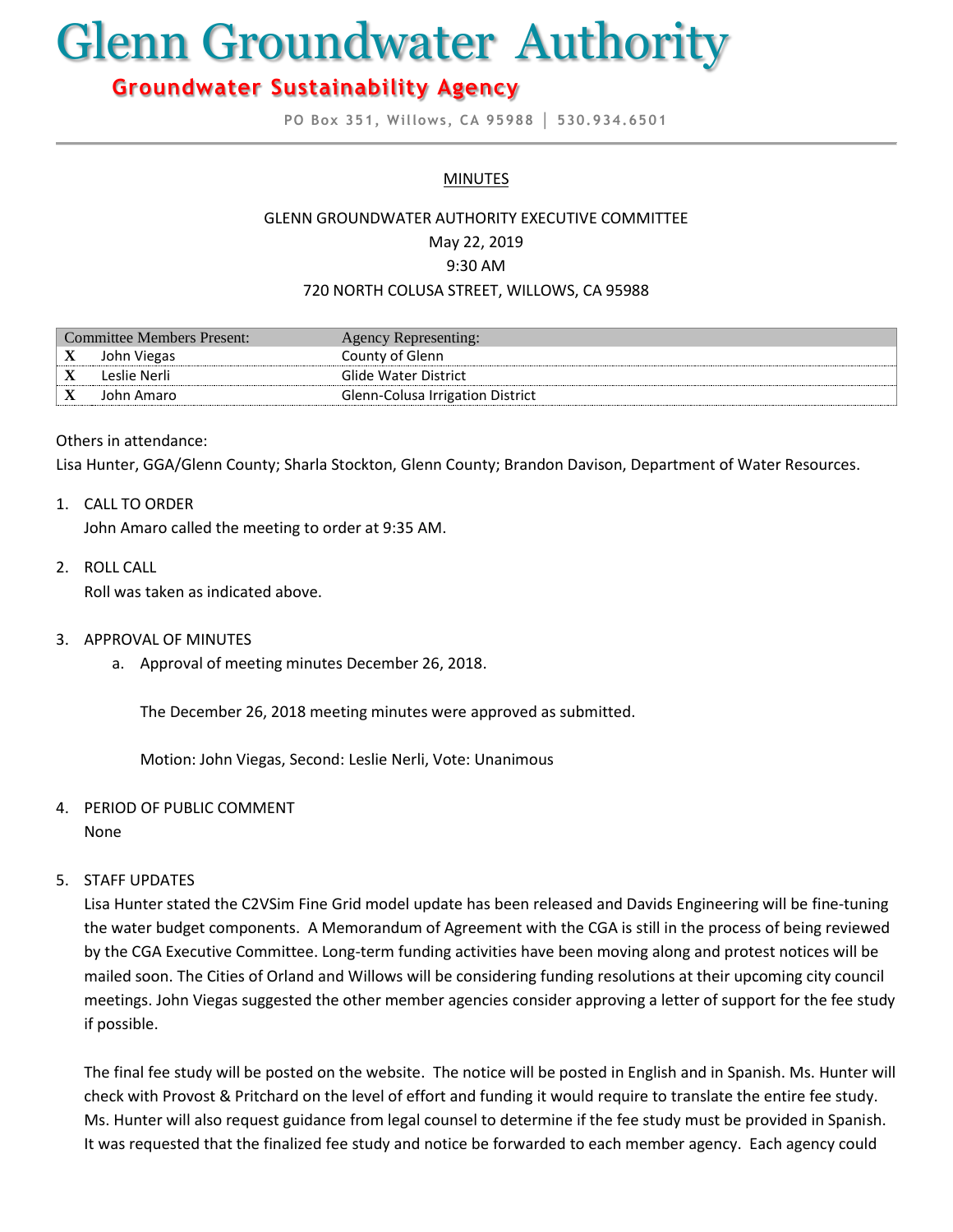# Glenn Groundwater Authority

## Groundwater Sustainability Agency

PO Box 351, Willows, CA 95988 | 530.934.6501

MINUTES

GLENN GROUNDWATER AUTHORITY EXECUTIVE COMMITTEE
May 22, 2019
9:30 AM
720 NORTH COLUSA STREET, WILLOWS, CA 95988

| | Committee Members Present: | Agency Representing: |
|---|---|---|
| X | John Viegas | County of Glenn |
| X | Leslie Nerli | Glide Water District |
| X | John Amaro | Glenn-Colusa Irrigation District |

Others in attendance:
Lisa Hunter, GGA/Glenn County; Sharla Stockton, Glenn County; Brandon Davison, Department of Water Resources.

1. CALL TO ORDER
   John Amaro called the meeting to order at 9:35 AM.

2. ROLL CALL
   Roll was taken as indicated above.

3. APPROVAL OF MINUTES
   a. Approval of meeting minutes December 26, 2018.

      The December 26, 2018 meeting minutes were approved as submitted.

      Motion: John Viegas, Second: Leslie Nerli, Vote: Unanimous

4. PERIOD OF PUBLIC COMMENT
   None

5. STAFF UPDATES
   Lisa Hunter stated the C2VSim Fine Grid model update has been released and Davids Engineering will be fine-tuning the water budget components. A Memorandum of Agreement with the CGA is still in the process of being reviewed by the CGA Executive Committee. Long-term funding activities have been moving along and protest notices will be mailed soon. The Cities of Orland and Willows will be considering funding resolutions at their upcoming city council meetings. John Viegas suggested the other member agencies consider approving a letter of support for the fee study if possible.

   The final fee study will be posted on the website. The notice will be posted in English and in Spanish. Ms. Hunter will check with Provost & Pritchard on the level of effort and funding it would require to translate the entire fee study. Ms. Hunter will also request guidance from legal counsel to determine if the fee study must be provided in Spanish. It was requested that the finalized fee study and notice be forwarded to each member agency. Each agency could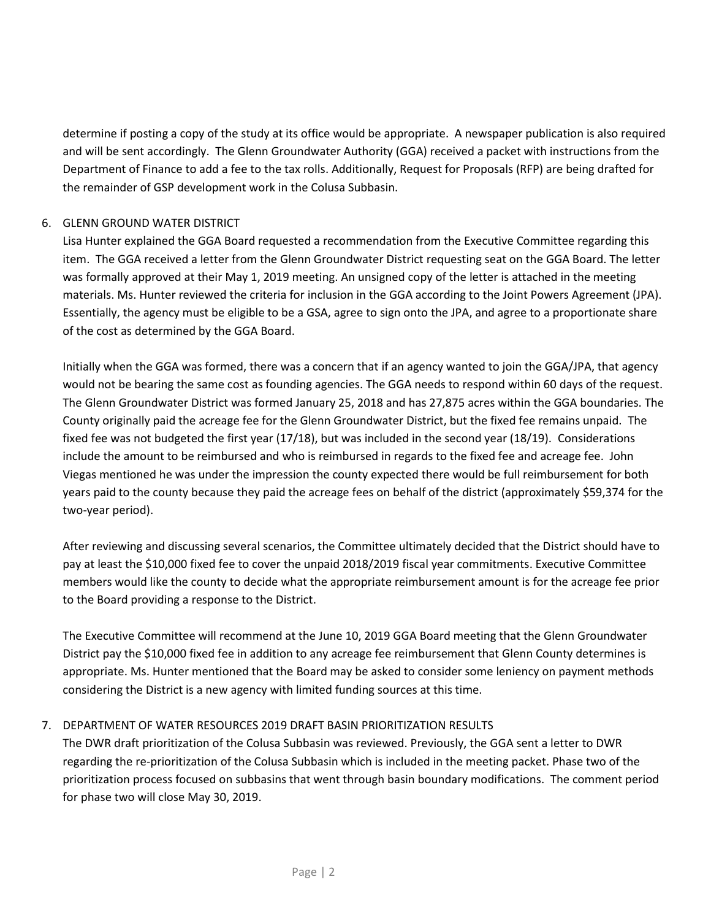determine if posting a copy of the study at its office would be appropriate. A newspaper publication is also required and will be sent accordingly. The Glenn Groundwater Authority (GGA) received a packet with instructions from the Department of Finance to add a fee to the tax rolls. Additionally, Request for Proposals (RFP) are being drafted for the remainder of GSP development work in the Colusa Subbasin.

6. GLENN GROUND WATER DISTRICT

   Lisa Hunter explained the GGA Board requested a recommendation from the Executive Committee regarding this item. The GGA received a letter from the Glenn Groundwater District requesting seat on the GGA Board. The letter was formally approved at their May 1, 2019 meeting. An unsigned copy of the letter is attached in the meeting materials. Ms. Hunter reviewed the criteria for inclusion in the GGA according to the Joint Powers Agreement (JPA). Essentially, the agency must be eligible to be a GSA, agree to sign onto the JPA, and agree to a proportionate share of the cost as determined by the GGA Board.

   Initially when the GGA was formed, there was a concern that if an agency wanted to join the GGA/JPA, that agency would not be bearing the same cost as founding agencies. The GGA needs to respond within 60 days of the request. The Glenn Groundwater District was formed January 25, 2018 and has 27,875 acres within the GGA boundaries. The County originally paid the acreage fee for the Glenn Groundwater District, but the fixed fee remains unpaid. The fixed fee was not budgeted the first year (17/18), but was included in the second year (18/19). Considerations include the amount to be reimbursed and who is reimbursed in regards to the fixed fee and acreage fee. John Viegas mentioned he was under the impression the county expected there would be full reimbursement for both years paid to the county because they paid the acreage fees on behalf of the district (approximately $59,374 for the two-year period).

   After reviewing and discussing several scenarios, the Committee ultimately decided that the District should have to pay at least the $10,000 fixed fee to cover the unpaid 2018/2019 fiscal year commitments. Executive Committee members would like the county to decide what the appropriate reimbursement amount is for the acreage fee prior to the Board providing a response to the District.

   The Executive Committee will recommend at the June 10, 2019 GGA Board meeting that the Glenn Groundwater District pay the $10,000 fixed fee in addition to any acreage fee reimbursement that Glenn County determines is appropriate. Ms. Hunter mentioned that the Board may be asked to consider some leniency on payment methods considering the District is a new agency with limited funding sources at this time.

7. DEPARTMENT OF WATER RESOURCES 2019 DRAFT BASIN PRIORITIZATION RESULTS

   The DWR draft prioritization of the Colusa Subbasin was reviewed. Previously, the GGA sent a letter to DWR regarding the re-prioritization of the Colusa Subbasin which is included in the meeting packet. Phase two of the prioritization process focused on subbasins that went through basin boundary modifications. The comment period for phase two will close May 30, 2019.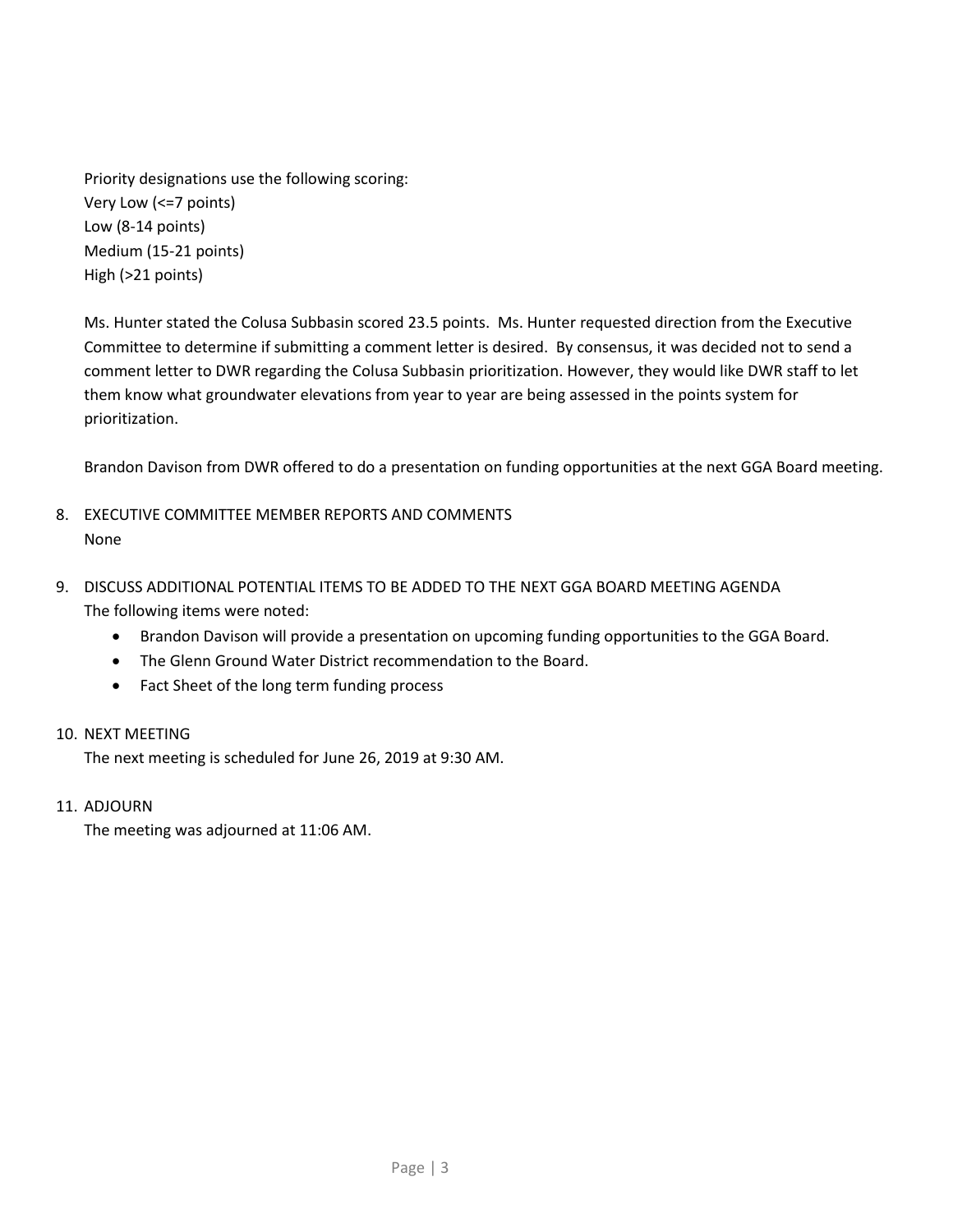Priority designations use the following scoring:
Very Low (<=7 points)
Low (8-14 points)
Medium (15-21 points)
High (>21 points)

Ms. Hunter stated the Colusa Subbasin scored 23.5 points. Ms. Hunter requested direction from the Executive Committee to determine if submitting a comment letter is desired. By consensus, it was decided not to send a comment letter to DWR regarding the Colusa Subbasin prioritization. However, they would like DWR staff to let them know what groundwater elevations from year to year are being assessed in the points system for prioritization.

Brandon Davison from DWR offered to do a presentation on funding opportunities at the next GGA Board meeting.

8. EXECUTIVE COMMITTEE MEMBER REPORTS AND COMMENTS
   None

9. DISCUSS ADDITIONAL POTENTIAL ITEMS TO BE ADDED TO THE NEXT GGA BOARD MEETING AGENDA
   The following items were noted:
   - Brandon Davison will provide a presentation on upcoming funding opportunities to the GGA Board.
   - The Glenn Ground Water District recommendation to the Board.
   - Fact Sheet of the long term funding process

10. NEXT MEETING
    The next meeting is scheduled for June 26, 2019 at 9:30 AM.

11. ADJOURN
    The meeting was adjourned at 11:06 AM.